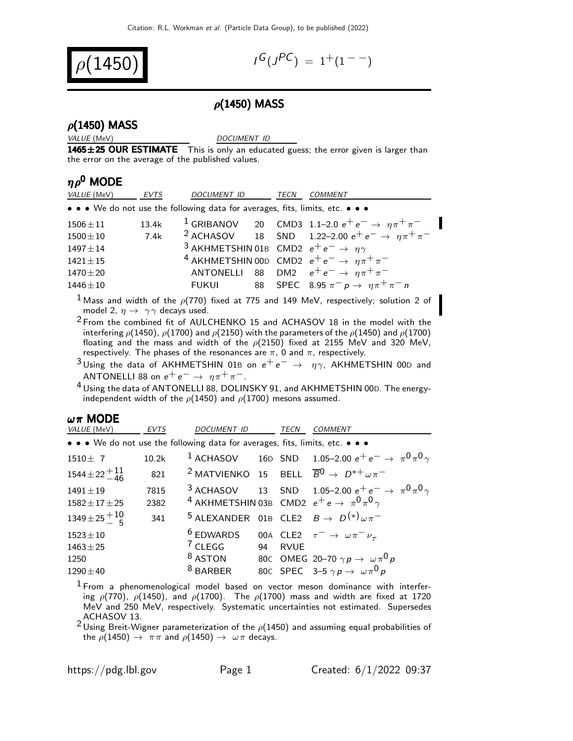Citation: R.L. Workman et al. (Particle Data Group), to be published (2022)

# $\rho(1450)$

$I^G(J^{PC}) = 1^+(1^{--})$

## $\rho$(1450) MASS

### $\rho$(1450) MASS

| VALUE (MeV) | DOCUMENT ID |
|---|---|
| **1465±25 OUR ESTIMATE** | This is only an educated guess; the error given is larger than the error on the average of the published values. |

### $\eta\rho^0$ MODE

| VALUE (MeV) | EVTS | DOCUMENT ID | | TECN | COMMENT |
|---|---|---|---|---|---|
| • • • We do not use the following data for averages, fits, limits, etc. • • • | | | | | |
| $1506\pm11$ | 13.4k | [1] GRIBANOV | 20 | CMD3 | 1.1–2.0 $e^+e^- \to \eta\pi^+\pi^-$ |
| $1500\pm10$ | 7.4k | [2] ACHASOV | 18 | SND | 1.22–2.00 $e^+e^- \to \eta\pi^+\pi^-$ |
| $1497\pm14$ | | [3] AKHMETSHIN | 01B | CMD2 | $e^+e^- \to \eta\gamma$ |
| $1421\pm15$ | | [4] AKHMETSHIN | 00D | CMD2 | $e^+e^- \to \eta\pi^+\pi^-$ |
| $1470\pm20$ | | ANTONELLI | 88 | DM2 | $e^+e^- \to \eta\pi^+\pi^-$ |
| $1446\pm10$ | | FUKUI | 88 | SPEC | 8.95 $\pi^-p \to \eta\pi^+\pi^-n$ |

[1] Mass and width of the $\rho(770)$ fixed at 775 and 149 MeV, respectively; solution 2 of model 2, $\eta \to \gamma\gamma$ decays used.

[2] From the combined fit of AULCHENKO 15 and ACHASOV 18 in the model with the interfering $\rho(1450)$, $\rho(1700)$ and $\rho(2150)$ with the parameters of the $\rho(1450)$ and $\rho(1700)$ floating and the mass and width of the $\rho(2150)$ fixed at 2155 MeV and 320 MeV, respectively. The phases of the resonances are $\pi$, 0 and $\pi$, respectively.

[3] Using the data of AKHMETSHIN 01B on $e^+e^- \to \eta\gamma$, AKHMETSHIN 00D and ANTONELLI 88 on $e^+e^- \to \eta\pi^+\pi^-$.

[4] Using the data of ANTONELLI 88, DOLINSKY 91, and AKHMETSHIN 00D. The energy-independent width of the $\rho(1450)$ and $\rho(1700)$ mesons assumed.

### $\omega\pi$ MODE

| VALUE (MeV) | EVTS | DOCUMENT ID | | TECN | COMMENT |
|---|---|---|---|---|---|
| • • • We do not use the following data for averages, fits, limits, etc. • • • | | | | | |
| $1510\pm7$ | 10.2k | [1] ACHASOV | 16D | SND | 1.05–2.00 $e^+e^- \to \pi^0\pi^0\gamma$ |
| $1544\pm22^{+11}_{-46}$ | 821 | [2] MATVIENKO | 15 | BELL | $\overline{B}^0 \to D^{*+}\omega\pi^-$ |
| $1491\pm19$ | 7815 | [3] ACHASOV | 13 | SND | 1.05–2.00 $e^+e^- \to \pi^0\pi^0\gamma$ |
| $1582\pm17\pm25$ | 2382 | [4] AKHMETSHIN | 03B | CMD2 | $e^+e \to \pi^0\pi^0\gamma$ |
| $1349\pm25^{+10}_{-5}$ | 341 | [5] ALEXANDER | 01B | CLE2 | $B \to D^{(*)}\omega\pi^-$ |
| $1523\pm10$ | | [6] EDWARDS | 00A | CLE2 | $\tau^- \to \omega\pi^-\nu_\tau$ |
| $1463\pm25$ | | [7] CLEGG | 94 | RVUE | |
| 1250 | | [8] ASTON | 80C | OMEG | 20–70 $\gamma p \to \omega\pi^0 p$ |
| $1290\pm40$ | | [8] BARBER | 80C | SPEC | 3–5 $\gamma p \to \omega\pi^0 p$ |

[1] From a phenomenological model based on vector meson dominance with interfering $\rho(770)$, $\rho(1450)$, and $\rho(1700)$. The $\rho(1700)$ mass and width are fixed at 1720 MeV and 250 MeV, respectively. Systematic uncertainties not estimated. Supersedes ACHASOV 13.

[2] Using Breit-Wigner parameterization of the $\rho(1450)$ and assuming equal probabilities of the $\rho(1450) \to \pi\pi$ and $\rho(1450) \to \omega\pi$ decays.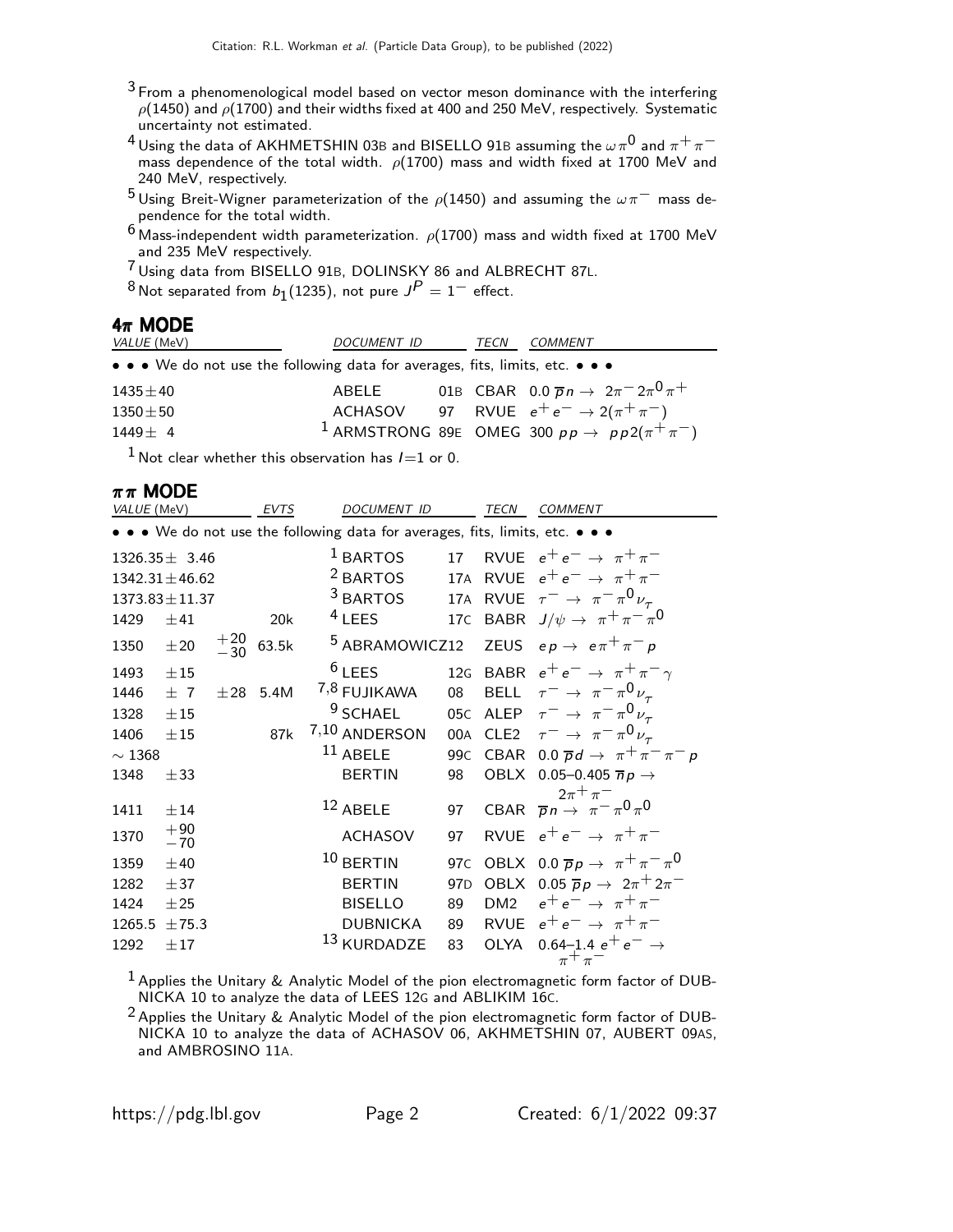[3] From a phenomenological model based on vector meson dominance with the interfering $\rho(1450)$ and $\rho(1700)$ and their widths fixed at 400 and 250 MeV, respectively. Systematic uncertainty not estimated.

[4] Using the data of AKHMETSHIN 03B and BISELLO 91B assuming the $\omega\pi^0$ and $\pi^+\pi^-$ mass dependence of the total width. $\rho(1700)$ mass and width fixed at 1700 MeV and 240 MeV, respectively.

[5] Using Breit-Wigner parameterization of the $\rho(1450)$ and assuming the $\omega\pi^-$ mass dependence for the total width.

[6] Mass-independent width parameterization. $\rho(1700)$ mass and width fixed at 1700 MeV and 235 MeV respectively.

[7] Using data from BISELLO 91B, DOLINSKY 86 and ALBRECHT 87L.

[8] Not separated from $b_1(1235)$, not pure $J^P = 1^-$ effect.

## $4\pi$ MODE

| VALUE (MeV) | DOCUMENT ID | | TECN | COMMENT |
|---|---|---|---|---|
| • • • We do not use the following data for averages, fits, limits, etc. • • • | | | | |
| $1435 \pm 40$ | ABELE | 01B | CBAR | $0.0\ \overline{p}n \to 2\pi^- 2\pi^0 \pi^+$ |
| $1350 \pm 50$ | ACHASOV | 97 | RVUE | $e^+e^- \to 2(\pi^+\pi^-)$ |
| $1449 \pm 4$ | [1] ARMSTRONG | 89E | OMEG | $300\ pp \to pp2(\pi^+\pi^-)$ |

[1] Not clear whether this observation has $I$=1 or 0.

## $\pi\pi$ MODE

| VALUE (MeV) | | EVTS | DOCUMENT ID | | TECN | COMMENT |
|---|---|---|---|---|---|---|
| • • • We do not use the following data for averages, fits, limits, etc. • • • | | | | | | |
| $1326.35 \pm 3.46$ | | | [1] BARTOS | 17 | RVUE | $e^+e^- \to \pi^+\pi^-$ |
| $1342.31 \pm 46.62$ | | | [2] BARTOS | 17A | RVUE | $e^+e^- \to \pi^+\pi^-$ |
| $1373.83 \pm 11.37$ | | | [3] BARTOS | 17A | RVUE | $\tau^- \to \pi^-\pi^0\nu_\tau$ |
| $1429 \pm 41$ | | 20k | [4] LEES | 17C | BABR | $J/\psi \to \pi^+\pi^-\pi^0$ |
| $1350 \pm 20$ | $^{+20}_{-30}$ | 63.5k | [5] ABRAMOWICZ12 | | ZEUS | $ep \to e\pi^+\pi^-p$ |
| $1493 \pm 15$ | | | [6] LEES | 12G | BABR | $e^+e^- \to \pi^+\pi^-\gamma$ |
| $1446 \pm 7$ | $\pm 28$ | 5.4M | [7,8] FUJIKAWA | 08 | BELL | $\tau^- \to \pi^-\pi^0\nu_\tau$ |
| $1328 \pm 15$ | | | [9] SCHAEL | 05C | ALEP | $\tau^- \to \pi^-\pi^0\nu_\tau$ |
| $1406 \pm 15$ | | 87k | [7,10] ANDERSON | 00A | CLE2 | $\tau^- \to \pi^-\pi^0\nu_\tau$ |
| $\sim 1368$ | | | [11] ABELE | 99C | CBAR | $0.0\ \overline{p}d \to \pi^+\pi^-\pi^-p$ |
| $1348 \pm 33$ | | | BERTIN | 98 | OBLX | $0.05$–$0.405\ \overline{n}p \to 2\pi^+\pi^-$ |
| $1411 \pm 14$ | | | [12] ABELE | 97 | CBAR | $\overline{p}n \to \pi^-\pi^0\pi^0$ |
| $1370$ $^{+90}_{-70}$ | | | ACHASOV | 97 | RVUE | $e^+e^- \to \pi^+\pi^-$ |
| $1359 \pm 40$ | | | [10] BERTIN | 97C | OBLX | $0.0\ \overline{p}p \to \pi^+\pi^-\pi^0$ |
| $1282 \pm 37$ | | | BERTIN | 97D | OBLX | $0.05\ \overline{p}p \to 2\pi^+2\pi^-$ |
| $1424 \pm 25$ | | | BISELLO | 89 | DM2 | $e^+e^- \to \pi^+\pi^-$ |
| $1265.5 \pm 75.3$ | | | DUBNICKA | 89 | RVUE | $e^+e^- \to \pi^+\pi^-$ |
| $1292 \pm 17$ | | | [13] KURDADZE | 83 | OLYA | $0.64$–$1.4\ e^+e^- \to \pi^+\pi^-$ |

[1] Applies the Unitary & Analytic Model of the pion electromagnetic form factor of DUBNICKA 10 to analyze the data of LEES 12G and ABLIKIM 16C.

[2] Applies the Unitary & Analytic Model of the pion electromagnetic form factor of DUBNICKA 10 to analyze the data of ACHASOV 06, AKHMETSHIN 07, AUBERT 09AS, and AMBROSINO 11A.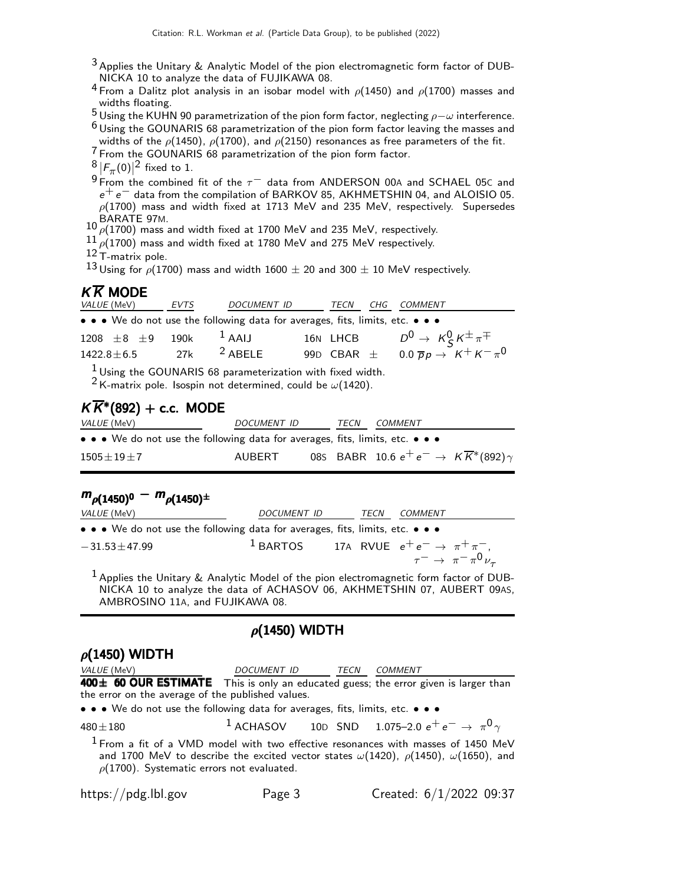[3] Applies the Unitary & Analytic Model of the pion electromagnetic form factor of DUBNICKA 10 to analyze the data of FUJIKAWA 08.
[4] From a Dalitz plot analysis in an isobar model with $\rho(1450)$ and $\rho(1700)$ masses and widths floating.
[5] Using the KUHN 90 parametrization of the pion form factor, neglecting $\rho-\omega$ interference.
[6] Using the GOUNARIS 68 parametrization of the pion form factor leaving the masses and widths of the $\rho(1450)$, $\rho(1700)$, and $\rho(2150)$ resonances as free parameters of the fit.
[7] From the GOUNARIS 68 parametrization of the pion form factor.
[8] $|F_\pi(0)|^2$ fixed to 1.
[9] From the combined fit of the $\tau^-$ data from ANDERSON 00A and SCHAEL 05C and $e^+e^-$ data from the compilation of BARKOV 85, AKHMETSHIN 04, and ALOISIO 05. $\rho(1700)$ mass and width fixed at 1713 MeV and 235 MeV, respectively. Supersedes BARATE 97M.
[10] $\rho(1700)$ mass and width fixed at 1700 MeV and 235 MeV, respectively.
[11] $\rho(1700)$ mass and width fixed at 1780 MeV and 275 MeV respectively.
[12] T-matrix pole.
[13] Using for $\rho(1700)$ mass and width 1600 $\pm$ 20 and 300 $\pm$ 10 MeV respectively.

## $K\overline{K}$ MODE

| VALUE (MeV) | EVTS | DOCUMENT ID | | TECN | CHG | COMMENT |
|---|---|---|---|---|---|---|
| • • • We do not use the following data for averages, fits, limits, etc. • • • | | | | | | |
| $1208 \pm 8 \pm 9$ | 190k | [1] AAIJ | 16N | LHCB | | $D^0 \to K^0_S K^\pm \pi^\mp$ |
| $1422.8 \pm 6.5$ | 27k | [2] ABELE | 99D | CBAR | $\pm$ | $0.0\ \overline{p}p \to K^+K^-\pi^0$ |

[1] Using the GOUNARIS 68 parameterization with fixed width.
[2] K-matrix pole. Isospin not determined, could be $\omega(1420)$.

## $K\overline{K}^*(892)$ + c.c. MODE

| VALUE (MeV) | DOCUMENT ID | | TECN | COMMENT |
|---|---|---|---|---|
| • • • We do not use the following data for averages, fits, limits, etc. • • • | | | | |
| $1505 \pm 19 \pm 7$ | AUBERT | 08S | BABR | $10.6\ e^+e^- \to K\overline{K}^*(892)\gamma$ |

## $m_{\rho(1450)^0} - m_{\rho(1450)^\pm}$

| VALUE (MeV) | DOCUMENT ID | | TECN | COMMENT |
|---|---|---|---|---|
| • • • We do not use the following data for averages, fits, limits, etc. • • • | | | | |
| $-31.53 \pm 47.99$ | [1] BARTOS | 17A | RVUE | $e^+e^- \to \pi^+\pi^-$, $\tau^- \to \pi^-\pi^0\nu_\tau$ |

[1] Applies the Unitary & Analytic Model of the pion electromagnetic form factor of DUBNICKA 10 to analyze the data of ACHASOV 06, AKHMETSHIN 07, AUBERT 09AS, AMBROSINO 11A, and FUJIKAWA 08.

# $\rho(1450)$ WIDTH

## $\rho(1450)$ WIDTH

| VALUE (MeV) | DOCUMENT ID | | TECN | COMMENT |
|---|---|---|---|---|
| **400± 60 OUR ESTIMATE** This is only an educated guess; the error given is larger than the error on the average of the published values. | | | | |
| • • • We do not use the following data for averages, fits, limits, etc. • • • | | | | |
| $480 \pm 180$ | [1] ACHASOV | 10D | SND | 1.075–2.0 $e^+e^- \to \pi^0\gamma$ |

[1] From a fit of a VMD model with two effective resonances with masses of 1450 MeV and 1700 MeV to describe the excited vector states $\omega(1420)$, $\rho(1450)$, $\omega(1650)$, and $\rho(1700)$. Systematic errors not evaluated.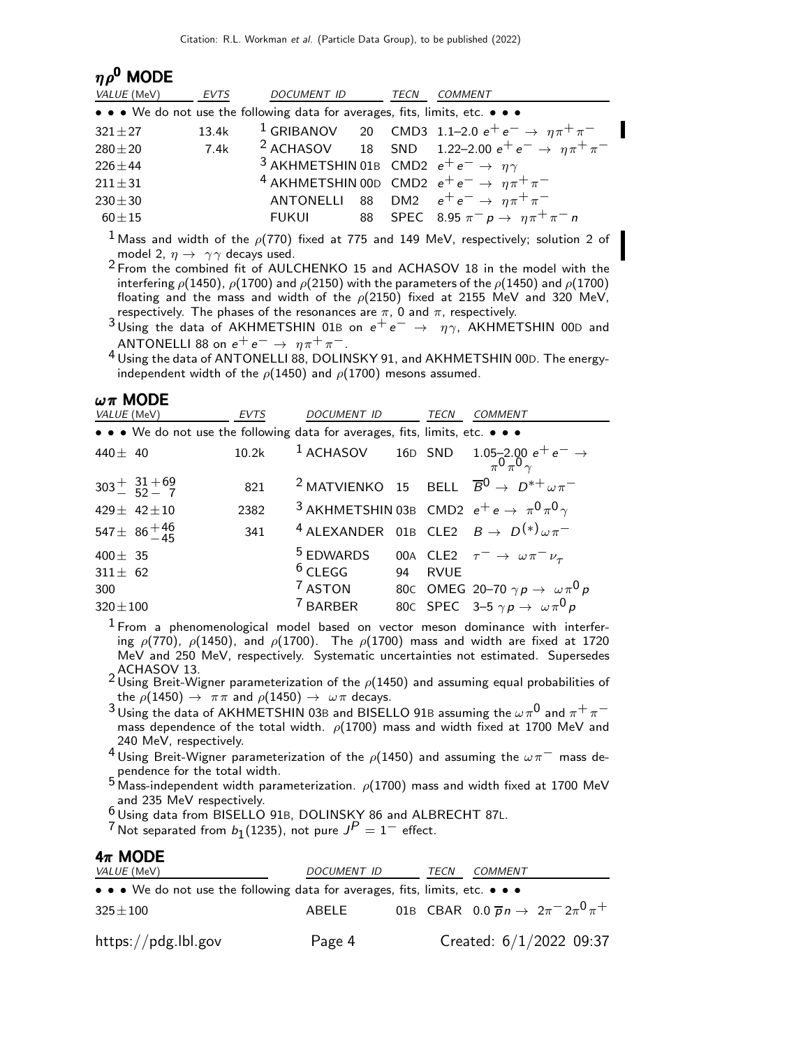## $\eta\rho^0$ MODE

| VALUE (MeV) | EVTS | DOCUMENT ID | | TECN | COMMENT |
|---|---|---|---|---|---|
| • • • We do not use the following data for averages, fits, limits, etc. • • • | | | | | |
| $321 \pm 27$ | 13.4k | [1] GRIBANOV | 20 | CMD3 | 1.1–2.0 $e^+ e^- \rightarrow \eta\pi^+\pi^-$ |
| $280 \pm 20$ | 7.4k | [2] ACHASOV | 18 | SND | 1.22–2.00 $e^+ e^- \rightarrow \eta\pi^+\pi^-$ |
| $226 \pm 44$ | | [3] AKHMETSHIN | 01B | CMD2 | $e^+ e^- \rightarrow \eta\gamma$ |
| $211 \pm 31$ | | [4] AKHMETSHIN | 00D | CMD2 | $e^+ e^- \rightarrow \eta\pi^+\pi^-$ |
| $230 \pm 30$ | | ANTONELLI | 88 | DM2 | $e^+ e^- \rightarrow \eta\pi^+\pi^-$ |
| $60 \pm 15$ | | FUKUI | 88 | SPEC | 8.95 $\pi^- p \rightarrow \eta\pi^+\pi^- n$ |

[1] Mass and width of the $\rho(770)$ fixed at 775 and 149 MeV, respectively; solution 2 of model 2, $\eta \rightarrow \gamma\gamma$ decays used.

[2] From the combined fit of AULCHENKO 15 and ACHASOV 18 in the model with the interfering $\rho(1450)$, $\rho(1700)$ and $\rho(2150)$ with the parameters of the $\rho(1450)$ and $\rho(1700)$ floating and the mass and width of the $\rho(2150)$ fixed at 2155 MeV and 320 MeV, respectively. The phases of the resonances are $\pi$, 0 and $\pi$, respectively.

[3] Using the data of AKHMETSHIN 01B on $e^+ e^- \rightarrow \eta\gamma$, AKHMETSHIN 00D and ANTONELLI 88 on $e^+ e^- \rightarrow \eta\pi^+\pi^-$.

[4] Using the data of ANTONELLI 88, DOLINSKY 91, and AKHMETSHIN 00D. The energy-independent width of the $\rho(1450)$ and $\rho(1700)$ mesons assumed.

## $\omega\pi$ MODE

| VALUE (MeV) | EVTS | DOCUMENT ID | | TECN | COMMENT |
|---|---|---|---|---|---|
| • • • We do not use the following data for averages, fits, limits, etc. • • • | | | | | |
| $440 \pm 40$ | 10.2k | [1] ACHASOV | 16D | SND | 1.05–2.00 $e^+ e^- \rightarrow \pi^0\pi^0\gamma$ |
| $303^{+31}_{-52}{}^{+69}_{-7}$ | 821 | [2] MATVIENKO | 15 | BELL | $\overline{B}^0 \rightarrow D^{*+}\omega\pi^-$ |
| $429 \pm 42 \pm 10$ | 2382 | [3] AKHMETSHIN | 03B | CMD2 | $e^+ e \rightarrow \pi^0\pi^0\gamma$ |
| $547 \pm 86^{+46}_{-45}$ | 341 | [4] ALEXANDER | 01B | CLE2 | $B \rightarrow D^{(*)}\omega\pi^-$ |
| $400 \pm 35$ | | [5] EDWARDS | 00A | CLE2 | $\tau^- \rightarrow \omega\pi^-\nu_\tau$ |
| $311 \pm 62$ | | [6] CLEGG | 94 | RVUE | |
| 300 | | [7] ASTON | 80C | OMEG | 20–70 $\gamma p \rightarrow \omega\pi^0 p$ |
| $320 \pm 100$ | | [7] BARBER | 80C | SPEC | 3–5 $\gamma p \rightarrow \omega\pi^0 p$ |

[1] From a phenomenological model based on vector meson dominance with interfering $\rho(770)$, $\rho(1450)$, and $\rho(1700)$. The $\rho(1700)$ mass and width are fixed at 1720 MeV and 250 MeV, respectively. Systematic uncertainties not estimated. Supersedes ACHASOV 13.

[2] Using Breit-Wigner parameterization of the $\rho(1450)$ and assuming equal probabilities of the $\rho(1450) \rightarrow \pi\pi$ and $\rho(1450) \rightarrow \omega\pi$ decays.

[3] Using the data of AKHMETSHIN 03B and BISELLO 91B assuming the $\omega\pi^0$ and $\pi^+\pi^-$ mass dependence of the total width. $\rho(1700)$ mass and width fixed at 1700 MeV and 240 MeV, respectively.

[4] Using Breit-Wigner parameterization of the $\rho(1450)$ and assuming the $\omega\pi^-$ mass dependence for the total width.

[5] Mass-independent width parameterization. $\rho(1700)$ mass and width fixed at 1700 MeV and 235 MeV respectively.

[6] Using data from BISELLO 91B, DOLINSKY 86 and ALBRECHT 87L.

[7] Not separated from $b_1(1235)$, not pure $J^P = 1^-$ effect.

## $4\pi$ MODE

| VALUE (MeV) | DOCUMENT ID | | TECN | COMMENT |
|---|---|---|---|---|
| • • • We do not use the following data for averages, fits, limits, etc. • • • | | | | |
| $325 \pm 100$ | ABELE | 01B | CBAR | 0.0 $\overline{p} n \rightarrow 2\pi^- 2\pi^0 \pi^+$ |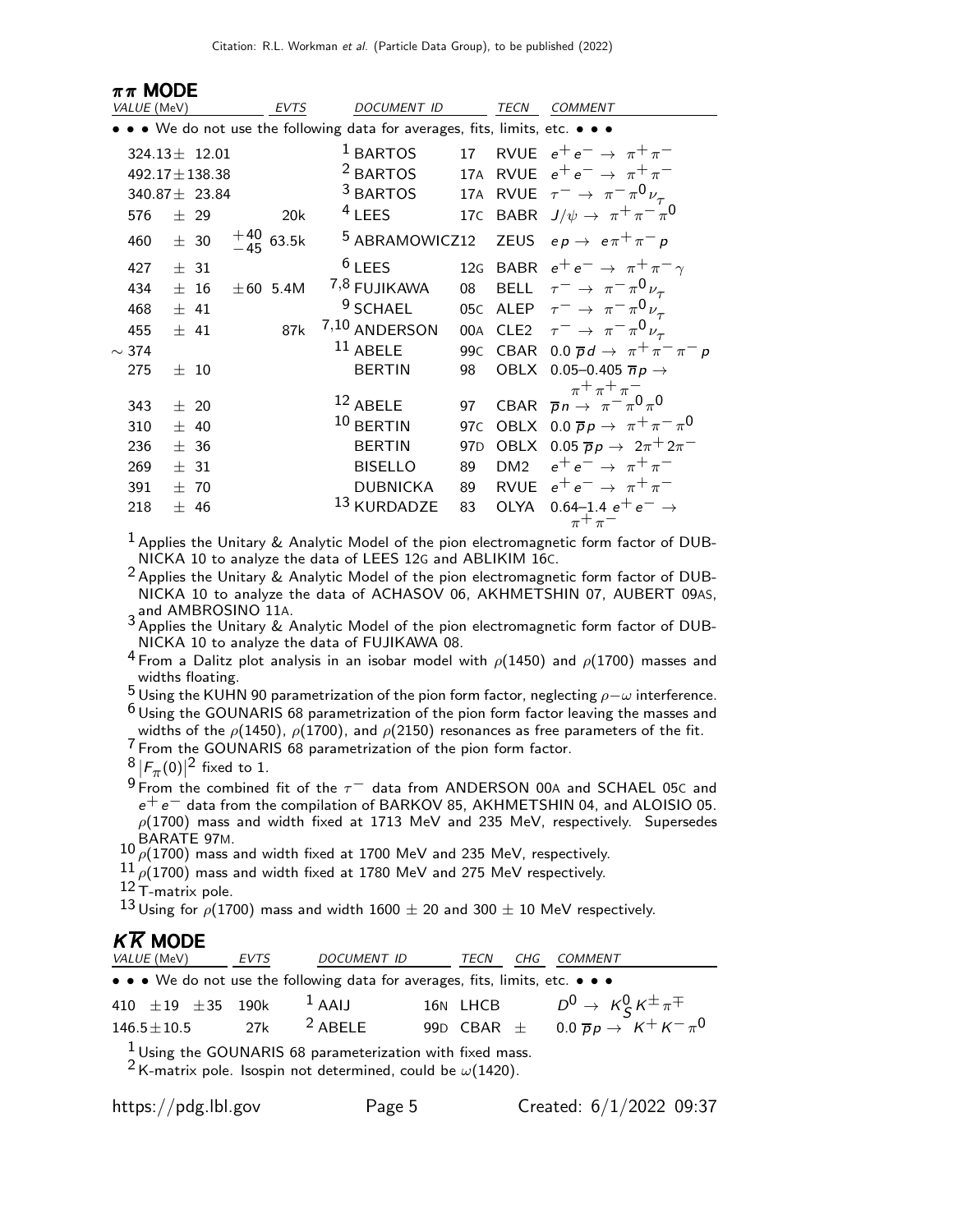## $\pi\pi$ MODE

| VALUE (MeV) | EVTS | DOCUMENT ID | | TECN | COMMENT |
|---|---|---|---|---|---|
| • • • We do not use the following data for averages, fits, limits, etc. • • • | | | | | |
| $324.13 \pm 12.01$ | | [1] BARTOS | 17 | RVUE | $e^+ e^- \rightarrow \pi^+ \pi^-$ |
| $492.17 \pm 138.38$ | | [2] BARTOS | 17A | RVUE | $e^+ e^- \rightarrow \pi^+ \pi^-$ |
| $340.87 \pm 23.84$ | | [3] BARTOS | 17A | RVUE | $\tau^- \rightarrow \pi^- \pi^0 \nu_\tau$ |
| $576 \pm 29$ | 20k | [4] LEES | 17C | BABR | $J/\psi \rightarrow \pi^+ \pi^- \pi^0$ |
| $460 \pm 30 \, ^{+40}_{-45}$ | 63.5k | [5] ABRAMOWICZ | 12 | ZEUS | $e p \rightarrow e \pi^+ \pi^- p$ |
| $427 \pm 31$ | | [6] LEES | 12G | BABR | $e^+ e^- \rightarrow \pi^+ \pi^- \gamma$ |
| $434 \pm 16 \pm 60$ | 5.4M | [7,8] FUJIKAWA | 08 | BELL | $\tau^- \rightarrow \pi^- \pi^0 \nu_\tau$ |
| $468 \pm 41$ | | [9] SCHAEL | 05C | ALEP | $\tau^- \rightarrow \pi^- \pi^0 \nu_\tau$ |
| $455 \pm 41$ | 87k | [7,10] ANDERSON | 00A | CLE2 | $\tau^- \rightarrow \pi^- \pi^0 \nu_\tau$ |
| $\sim 374$ | | [11] ABELE | 99C | CBAR | $0.0 \; \overline{p} d \rightarrow \pi^+ \pi^- \pi^- p$ |
| $275 \pm 10$ | | BERTIN | 98 | OBLX | $0.05–0.405 \; \overline{n} p \rightarrow \pi^+ \pi^+ \pi^-$ |
| $343 \pm 20$ | | [12] ABELE | 97 | CBAR | $\overline{p} n \rightarrow \pi^- \pi^0 \pi^0$ |
| $310 \pm 40$ | | [10] BERTIN | 97C | OBLX | $0.0 \; \overline{p} p \rightarrow \pi^+ \pi^- \pi^0$ |
| $236 \pm 36$ | | BERTIN | 97D | OBLX | $0.05 \; \overline{p} p \rightarrow 2\pi^+ 2\pi^-$ |
| $269 \pm 31$ | | BISELLO | 89 | DM2 | $e^+ e^- \rightarrow \pi^+ \pi^-$ |
| $391 \pm 70$ | | DUBNICKA | 89 | RVUE | $e^+ e^- \rightarrow \pi^+ \pi^-$ |
| $218 \pm 46$ | | [13] KURDADZE | 83 | OLYA | $0.64–1.4 \; e^+ e^- \rightarrow \pi^+ \pi^-$ |

[1] Applies the Unitary & Analytic Model of the pion electromagnetic form factor of DUBNICKA 10 to analyze the data of LEES 12G and ABLIKIM 16C.

[2] Applies the Unitary & Analytic Model of the pion electromagnetic form factor of DUBNICKA 10 to analyze the data of ACHASOV 06, AKHMETSHIN 07, AUBERT 09AS, and AMBROSINO 11A.

[3] Applies the Unitary & Analytic Model of the pion electromagnetic form factor of DUBNICKA 10 to analyze the data of FUJIKAWA 08.

[4] From a Dalitz plot analysis in an isobar model with $\rho(1450)$ and $\rho(1700)$ masses and widths floating.

[5] Using the KUHN 90 parametrization of the pion form factor, neglecting $\rho-\omega$ interference.

[6] Using the GOUNARIS 68 parametrization of the pion form factor leaving the masses and widths of the $\rho(1450)$, $\rho(1700)$, and $\rho(2150)$ resonances as free parameters of the fit.

[7] From the GOUNARIS 68 parametrization of the pion form factor.

[8] $|F_\pi(0)|^2$ fixed to 1.

[9] From the combined fit of the $\tau^-$ data from ANDERSON 00A and SCHAEL 05C and $e^+ e^-$ data from the compilation of BARKOV 85, AKHMETSHIN 04, and ALOISIO 05. $\rho(1700)$ mass and width fixed at 1713 MeV and 235 MeV, respectively. Supersedes BARATE 97M.

[10] $\rho(1700)$ mass and width fixed at 1700 MeV and 235 MeV, respectively.

[11] $\rho(1700)$ mass and width fixed at 1780 MeV and 275 MeV respectively.

[12] T-matrix pole.

[13] Using for $\rho(1700)$ mass and width $1600 \pm 20$ and $300 \pm 10$ MeV respectively.

## $K\overline{K}$ MODE

| VALUE (MeV) | EVTS | DOCUMENT ID | | TECN | CHG | COMMENT |
|---|---|---|---|---|---|---|
| • • • We do not use the following data for averages, fits, limits, etc. • • • | | | | | | |
| $410 \pm 19 \pm 35$ | 190k | [1] AAIJ | 16N | LHCB | | $D^0 \rightarrow K^0_S K^\pm \pi^\mp$ |
| $146.5 \pm 10.5$ | 27k | [2] ABELE | 99D | CBAR | $\pm$ | $0.0 \; \overline{p} p \rightarrow K^+ K^- \pi^0$ |

[1] Using the GOUNARIS 68 parameterization with fixed mass.

[2] K-matrix pole. Isospin not determined, could be $\omega(1420)$.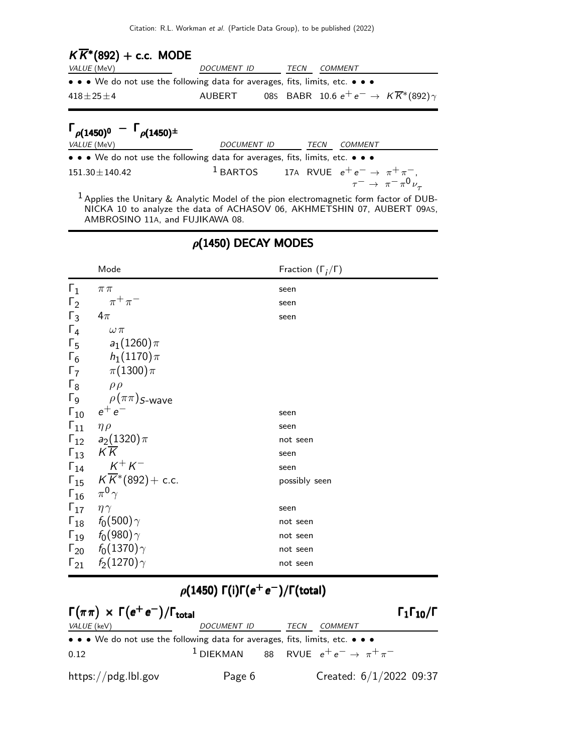## $K\overline{K}^*(892)$ + c.c. MODE

| VALUE (MeV) | DOCUMENT ID | | TECN | COMMENT |
|---|---|---|---|---|
| • • • We do not use the following data for averages, fits, limits, etc. • • • | | | | |
| $418 \pm 25 \pm 4$ | AUBERT | 08S | BABR | 10.6 $e^+e^- \rightarrow K\overline{K}^*(892)\gamma$ |

## $\Gamma_{\rho(1450)^0} - \Gamma_{\rho(1450)^\pm}$

| VALUE (MeV) | DOCUMENT ID | | TECN | COMMENT |
|---|---|---|---|---|
| • • • We do not use the following data for averages, fits, limits, etc. • • • | | | | |
| $151.30 \pm 140.42$ | [1] BARTOS | 17A | RVUE | $e^+e^- \rightarrow \pi^+\pi^-$, $\tau^- \rightarrow \pi^-\pi^0\nu_\tau$ |

[1] Applies the Unitary & Analytic Model of the pion electromagnetic form factor of DUBNICKA 10 to analyze the data of ACHASOV 06, AKHMETSHIN 07, AUBERT 09AS, AMBROSINO 11A, and FUJIKAWA 08.

## $\rho(1450)$ DECAY MODES

| | Mode | Fraction ($\Gamma_i/\Gamma$) |
|---|---|---|
| $\Gamma_1$ | $\pi\pi$ | seen |
| $\Gamma_2$ | $\pi^+\pi^-$ | seen |
| $\Gamma_3$ | $4\pi$ | seen |
| $\Gamma_4$ | $\omega\pi$ | |
| $\Gamma_5$ | $a_1(1260)\pi$ | |
| $\Gamma_6$ | $h_1(1170)\pi$ | |
| $\Gamma_7$ | $\pi(1300)\pi$ | |
| $\Gamma_8$ | $\rho\rho$ | |
| $\Gamma_9$ | $\rho(\pi\pi)_{S\text{-wave}}$ | |
| $\Gamma_{10}$ | $e^+e^-$ | seen |
| $\Gamma_{11}$ | $\eta\rho$ | seen |
| $\Gamma_{12}$ | $a_2(1320)\pi$ | not seen |
| $\Gamma_{13}$ | $K\overline{K}$ | seen |
| $\Gamma_{14}$ | $K^+K^-$ | seen |
| $\Gamma_{15}$ | $K\overline{K}^*(892)$ + c.c. | possibly seen |
| $\Gamma_{16}$ | $\pi^0\gamma$ | |
| $\Gamma_{17}$ | $\eta\gamma$ | seen |
| $\Gamma_{18}$ | $f_0(500)\gamma$ | not seen |
| $\Gamma_{19}$ | $f_0(980)\gamma$ | not seen |
| $\Gamma_{20}$ | $f_0(1370)\gamma$ | not seen |
| $\Gamma_{21}$ | $f_2(1270)\gamma$ | not seen |

## $\rho(1450)$ $\Gamma(i)\Gamma(e^+e^-)/\Gamma(\text{total})$

### $\Gamma(\pi\pi) \times \Gamma(e^+e^-)/\Gamma_{\text{total}}$ — $\Gamma_1\Gamma_{10}/\Gamma$

| VALUE (keV) | DOCUMENT ID | | TECN | COMMENT |
|---|---|---|---|---|
| • • • We do not use the following data for averages, fits, limits, etc. • • • | | | | |
| 0.12 | [1] DIEKMAN | 88 | RVUE | $e^+e^- \rightarrow \pi^+\pi^-$ |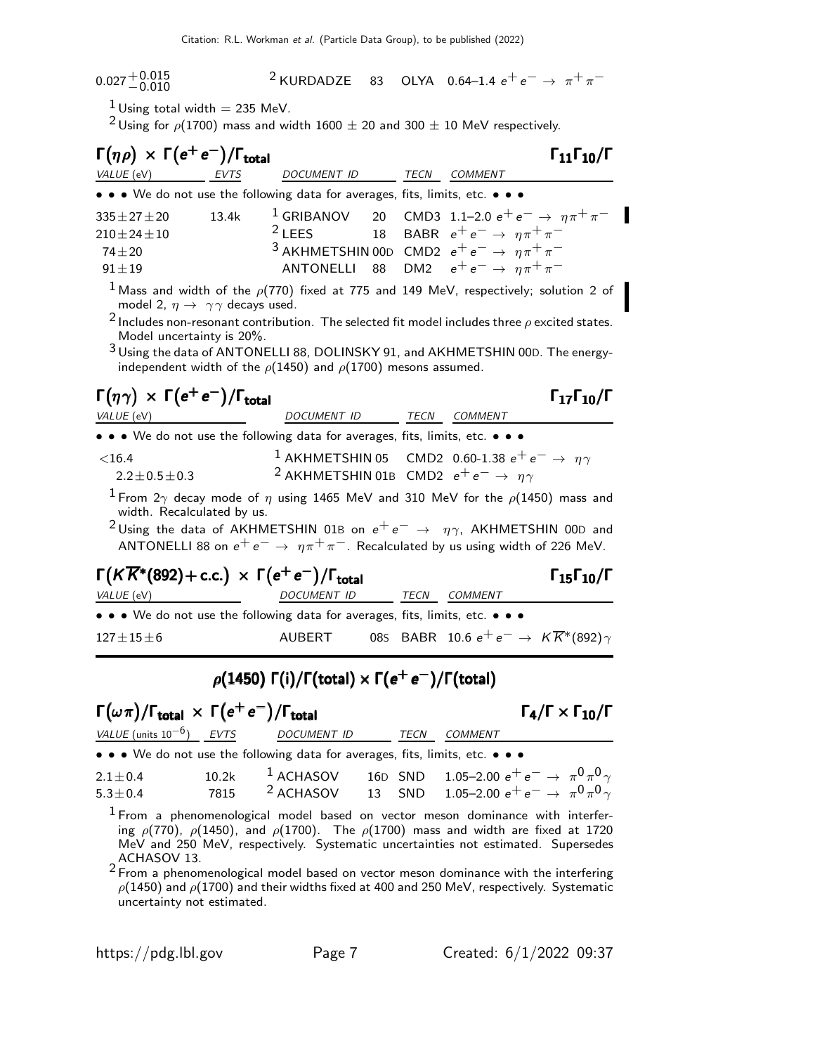| | | | | |
|---|---|---|---|---|
| $0.027^{+0.015}_{-0.010}$ | [2] KURDADZE | 83 | OLYA | 0.64–1.4 $e^+ e^- \rightarrow \pi^+ \pi^-$ |

[1] Using total width = 235 MeV.

[2] Using for $\rho(1700)$ mass and width $1600 \pm 20$ and $300 \pm 10$ MeV respectively.

## $\Gamma(\eta\rho) \times \Gamma(e^+ e^-)/\Gamma_{total}$ $\Gamma_{11}\Gamma_{10}/\Gamma$

| VALUE (eV) | EVTS | DOCUMENT ID | | TECN | COMMENT |
|---|---|---|---|---|---|
| • • • We do not use the following data for averages, fits, limits, etc. • • • | | | | | |
| $335 \pm 27 \pm 20$ | 13.4k | [1] GRIBANOV | 20 | CMD3 | 1.1–2.0 $e^+ e^- \rightarrow \eta\pi^+\pi^-$ |
| $210 \pm 24 \pm 10$ | | [2] LEES | 18 | BABR | $e^+ e^- \rightarrow \eta\pi^+\pi^-$ |
| $74 \pm 20$ | | [3] AKHMETSHIN | 00D | CMD2 | $e^+ e^- \rightarrow \eta\pi^+\pi^-$ |
| $91 \pm 19$ | | ANTONELLI | 88 | DM2 | $e^+ e^- \rightarrow \eta\pi^+\pi^-$ |

[1] Mass and width of the $\rho(770)$ fixed at 775 and 149 MeV, respectively; solution 2 of model 2, $\eta \rightarrow \gamma\gamma$ decays used.

[2] Includes non-resonant contribution. The selected fit model includes three $\rho$ excited states. Model uncertainty is 20%.

[3] Using the data of ANTONELLI 88, DOLINSKY 91, and AKHMETSHIN 00D. The energy-independent width of the $\rho(1450)$ and $\rho(1700)$ mesons assumed.

## $\Gamma(\eta\gamma) \times \Gamma(e^+ e^-)/\Gamma_{total}$ $\Gamma_{17}\Gamma_{10}/\Gamma$

| VALUE (eV) | DOCUMENT ID | | TECN | COMMENT |
|---|---|---|---|---|
| • • • We do not use the following data for averages, fits, limits, etc. • • • | | | | |
| $<16.4$ | [1] AKHMETSHIN | 05 | CMD2 | 0.60-1.38 $e^+ e^- \rightarrow \eta\gamma$ |
| $2.2 \pm 0.5 \pm 0.3$ | [2] AKHMETSHIN | 01B | CMD2 | $e^+ e^- \rightarrow \eta\gamma$ |

[1] From $2\gamma$ decay mode of $\eta$ using 1465 MeV and 310 MeV for the $\rho(1450)$ mass and width. Recalculated by us.

[2] Using the data of AKHMETSHIN 01B on $e^+ e^- \rightarrow \eta\gamma$, AKHMETSHIN 00D and ANTONELLI 88 on $e^+ e^- \rightarrow \eta\pi^+\pi^-$. Recalculated by us using width of 226 MeV.

## $\Gamma(K\overline{K}^*(892)+\text{c.c.}) \times \Gamma(e^+ e^-)/\Gamma_{total}$ $\Gamma_{15}\Gamma_{10}/\Gamma$

| VALUE (eV) | DOCUMENT ID | | TECN | COMMENT |
|---|---|---|---|---|
| • • • We do not use the following data for averages, fits, limits, etc. • • • | | | | |
| $127 \pm 15 \pm 6$ | AUBERT | 08S | BABR | 10.6 $e^+ e^- \rightarrow K\overline{K}^*(892)\gamma$ |

# $\rho(1450)$ $\Gamma(i)/\Gamma(\text{total}) \times \Gamma(e^+ e^-)/\Gamma(\text{total})$

## $\Gamma(\omega\pi)/\Gamma_{total} \times \Gamma(e^+ e^-)/\Gamma_{total}$ $\Gamma_4/\Gamma \times \Gamma_{10}/\Gamma$

| VALUE (units $10^{-6}$) | EVTS | DOCUMENT ID | | TECN | COMMENT |
|---|---|---|---|---|---|
| • • • We do not use the following data for averages, fits, limits, etc. • • • | | | | | |
| $2.1 \pm 0.4$ | 10.2k | [1] ACHASOV | 16D | SND | 1.05–2.00 $e^+ e^- \rightarrow \pi^0\pi^0\gamma$ |
| $5.3 \pm 0.4$ | 7815 | [2] ACHASOV | 13 | SND | 1.05–2.00 $e^+ e^- \rightarrow \pi^0\pi^0\gamma$ |

[1] From a phenomenological model based on vector meson dominance with interfering $\rho(770)$, $\rho(1450)$, and $\rho(1700)$. The $\rho(1700)$ mass and width are fixed at 1720 MeV and 250 MeV, respectively. Systematic uncertainties not estimated. Supersedes ACHASOV 13.

[2] From a phenomenological model based on vector meson dominance with the interfering $\rho(1450)$ and $\rho(1700)$ and their widths fixed at 400 and 250 MeV, respectively. Systematic uncertainty not estimated.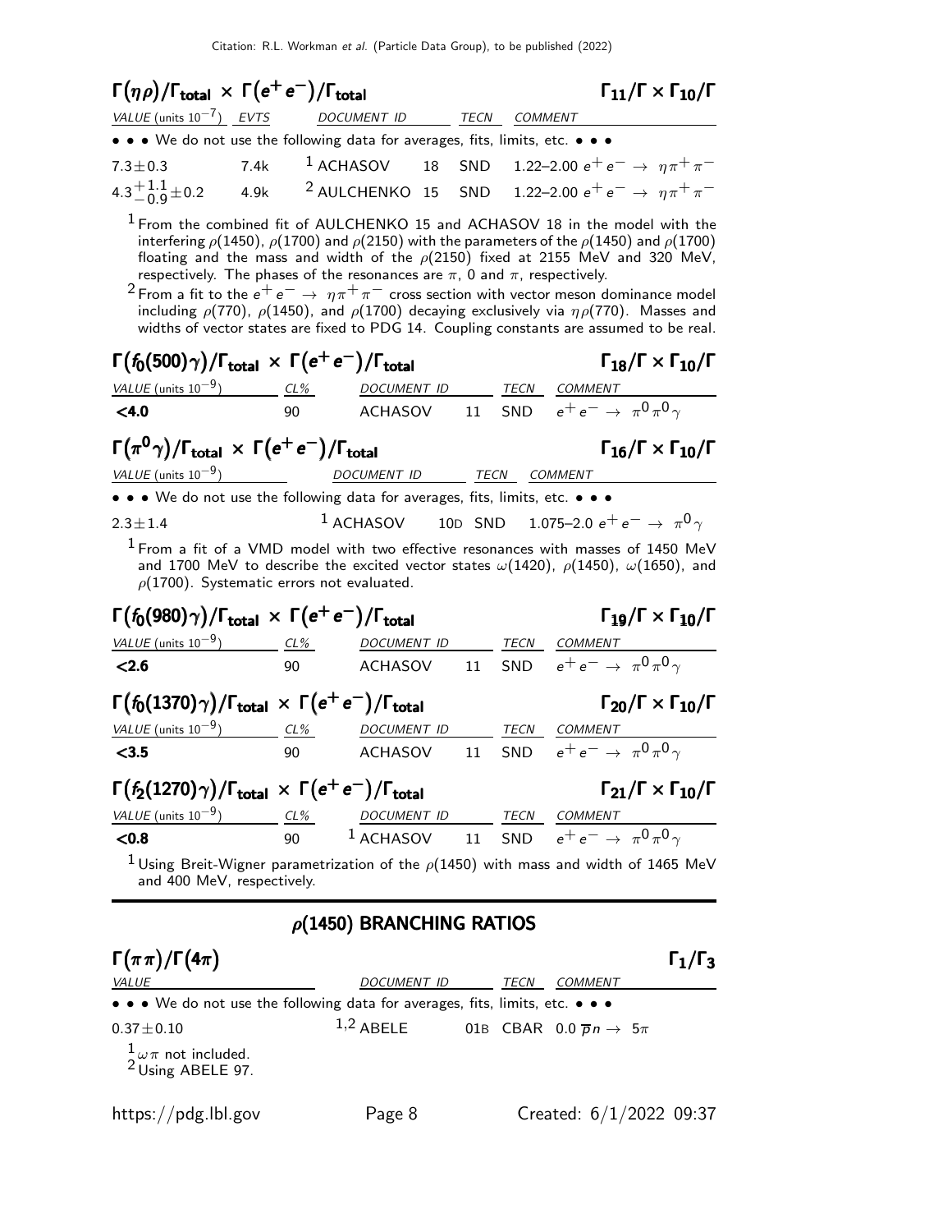### $\Gamma(\eta\rho)/\Gamma_{\text{total}} \times \Gamma(e^+e^-)/\Gamma_{\text{total}}$ $\Gamma_{11}/\Gamma \times \Gamma_{10}/\Gamma$

| VALUE (units $10^{-7}$) | EVTS | DOCUMENT ID | | TECN | COMMENT |
|---|---|---|---|---|---|
| • • • We do not use the following data for averages, fits, limits, etc. • • • | | | | | |
| $7.3\pm0.3$ | 7.4k | [1] ACHASOV | 18 | SND | 1.22–2.00 $e^+e^- \to \eta\pi^+\pi^-$ |
| $4.3^{+1.1}_{-0.9}\pm0.2$ | 4.9k | [2] AULCHENKO | 15 | SND | 1.22–2.00 $e^+e^- \to \eta\pi^+\pi^-$ |

[1] From the combined fit of AULCHENKO 15 and ACHASOV 18 in the model with the interfering $\rho(1450)$, $\rho(1700)$ and $\rho(2150)$ with the parameters of the $\rho(1450)$ and $\rho(1700)$ floating and the mass and width of the $\rho(2150)$ fixed at 2155 MeV and 320 MeV, respectively. The phases of the resonances are $\pi$, 0 and $\pi$, respectively.

[2] From a fit to the $e^+e^- \to \eta\pi^+\pi^-$ cross section with vector meson dominance model including $\rho(770)$, $\rho(1450)$, and $\rho(1700)$ decaying exclusively via $\eta\rho(770)$. Masses and widths of vector states are fixed to PDG 14. Coupling constants are assumed to be real.

### $\Gamma(f_0(500)\gamma)/\Gamma_{\text{total}} \times \Gamma(e^+e^-)/\Gamma_{\text{total}}$ $\Gamma_{18}/\Gamma \times \Gamma_{10}/\Gamma$

| VALUE (units $10^{-9}$) | CL% | DOCUMENT ID | | TECN | COMMENT |
|---|---|---|---|---|---|
| **<4.0** | 90 | ACHASOV | 11 | SND | $e^+e^- \to \pi^0\pi^0\gamma$ |

### $\Gamma(\pi^0\gamma)/\Gamma_{\text{total}} \times \Gamma(e^+e^-)/\Gamma_{\text{total}}$ $\Gamma_{16}/\Gamma \times \Gamma_{10}/\Gamma$

| VALUE (units $10^{-9}$) | DOCUMENT ID | | TECN | COMMENT |
|---|---|---|---|---|
| • • • We do not use the following data for averages, fits, limits, etc. • • • | | | | |
| $2.3\pm1.4$ | [1] ACHASOV | 10D | SND | 1.075–2.0 $e^+e^- \to \pi^0\gamma$ |

[1] From a fit of a VMD model with two effective resonances with masses of 1450 MeV and 1700 MeV to describe the excited vector states $\omega(1420)$, $\rho(1450)$, $\omega(1650)$, and $\rho(1700)$. Systematic errors not evaluated.

### $\Gamma(f_0(980)\gamma)/\Gamma_{\text{total}} \times \Gamma(e^+e^-)/\Gamma_{\text{total}}$ $\Gamma_{19}/\Gamma \times \Gamma_{10}/\Gamma$

| VALUE (units $10^{-9}$) | CL% | DOCUMENT ID | | TECN | COMMENT |
|---|---|---|---|---|---|
| **<2.6** | 90 | ACHASOV | 11 | SND | $e^+e^- \to \pi^0\pi^0\gamma$ |

### $\Gamma(f_0(1370)\gamma)/\Gamma_{\text{total}} \times \Gamma(e^+e^-)/\Gamma_{\text{total}}$ $\Gamma_{20}/\Gamma \times \Gamma_{10}/\Gamma$

| VALUE (units $10^{-9}$) | CL% | DOCUMENT ID | | TECN | COMMENT |
|---|---|---|---|---|---|
| **<3.5** | 90 | ACHASOV | 11 | SND | $e^+e^- \to \pi^0\pi^0\gamma$ |

### $\Gamma(f_2(1270)\gamma)/\Gamma_{\text{total}} \times \Gamma(e^+e^-)/\Gamma_{\text{total}}$ $\Gamma_{21}/\Gamma \times \Gamma_{10}/\Gamma$

| VALUE (units $10^{-9}$) | CL% | DOCUMENT ID | | TECN | COMMENT |
|---|---|---|---|---|---|
| **<0.8** | 90 | [1] ACHASOV | 11 | SND | $e^+e^- \to \pi^0\pi^0\gamma$ |

[1] Using Breit-Wigner parametrization of the $\rho(1450)$ with mass and width of 1465 MeV and 400 MeV, respectively.

## $\rho(1450)$ BRANCHING RATIOS

### $\Gamma(\pi\pi)/\Gamma(4\pi)$ $\Gamma_1/\Gamma_3$

| VALUE | DOCUMENT ID | | TECN | COMMENT |
|---|---|---|---|---|
| • • • We do not use the following data for averages, fits, limits, etc. • • • | | | | |
| $0.37\pm0.10$ | [1,2] ABELE | 01B | CBAR | 0.0 $\overline{p}n \to 5\pi$ |

[1] $\omega\pi$ not included.

[2] Using ABELE 97.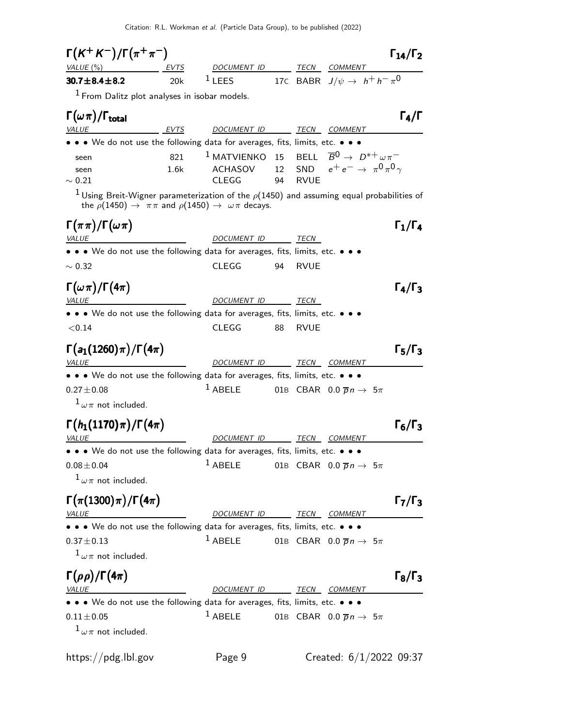### $\Gamma(K^+K^-)/\Gamma(\pi^+\pi^-)$ $\Gamma_{14}/\Gamma_2$

| VALUE (%) | EVTS | DOCUMENT ID | | TECN | COMMENT |
|---|---|---|---|---|---|
| **30.7±8.4±8.2** | 20k | [1] LEES | 17C | BABR | $J/\psi \rightarrow h^+h^-\pi^0$ |

[1] From Dalitz plot analyses in isobar models.

### $\Gamma(\omega\pi)/\Gamma_{\text{total}}$ $\Gamma_4/\Gamma$

| VALUE | EVTS | DOCUMENT ID | | TECN | COMMENT |
|---|---|---|---|---|---|
| • • • We do not use the following data for averages, fits, limits, etc. • • • | | | | | |
| seen | 821 | [1] MATVIENKO | 15 | BELL | $\overline{B}^0 \rightarrow D^{*+}\omega\pi^-$ |
| seen | 1.6k | ACHASOV | 12 | SND | $e^+e^- \rightarrow \pi^0\pi^0\gamma$ |
| $\sim 0.21$ | | CLEGG | 94 | RVUE | |

[1] Using Breit-Wigner parameterization of the $\rho(1450)$ and assuming equal probabilities of the $\rho(1450) \rightarrow \pi\pi$ and $\rho(1450) \rightarrow \omega\pi$ decays.

### $\Gamma(\pi\pi)/\Gamma(\omega\pi)$ $\Gamma_1/\Gamma_4$

| VALUE | DOCUMENT ID | | TECN |
|---|---|---|---|
| • • • We do not use the following data for averages, fits, limits, etc. • • • | | | |
| $\sim 0.32$ | CLEGG | 94 | RVUE |

### $\Gamma(\omega\pi)/\Gamma(4\pi)$ $\Gamma_4/\Gamma_3$

| VALUE | DOCUMENT ID | | TECN |
|---|---|---|---|
| • • • We do not use the following data for averages, fits, limits, etc. • • • | | | |
| $<0.14$ | CLEGG | 88 | RVUE |

### $\Gamma(a_1(1260)\pi)/\Gamma(4\pi)$ $\Gamma_5/\Gamma_3$

| VALUE | DOCUMENT ID | | TECN | COMMENT |
|---|---|---|---|---|
| • • • We do not use the following data for averages, fits, limits, etc. • • • | | | | |
| $0.27\pm0.08$ | [1] ABELE | 01B | CBAR | $0.0\ \overline{p}n \rightarrow 5\pi$ |

[1] $\omega\pi$ not included.

### $\Gamma(h_1(1170)\pi)/\Gamma(4\pi)$ $\Gamma_6/\Gamma_3$

| VALUE | DOCUMENT ID | | TECN | COMMENT |
|---|---|---|---|---|
| • • • We do not use the following data for averages, fits, limits, etc. • • • | | | | |
| $0.08\pm0.04$ | [1] ABELE | 01B | CBAR | $0.0\ \overline{p}n \rightarrow 5\pi$ |

[1] $\omega\pi$ not included.

### $\Gamma(\pi(1300)\pi)/\Gamma(4\pi)$ $\Gamma_7/\Gamma_3$

| VALUE | DOCUMENT ID | | TECN | COMMENT |
|---|---|---|---|---|
| • • • We do not use the following data for averages, fits, limits, etc. • • • | | | | |
| $0.37\pm0.13$ | [1] ABELE | 01B | CBAR | $0.0\ \overline{p}n \rightarrow 5\pi$ |

[1] $\omega\pi$ not included.

### $\Gamma(\rho\rho)/\Gamma(4\pi)$ $\Gamma_8/\Gamma_3$

| VALUE | DOCUMENT ID | | TECN | COMMENT |
|---|---|---|---|---|
| • • • We do not use the following data for averages, fits, limits, etc. • • • | | | | |
| $0.11\pm0.05$ | [1] ABELE | 01B | CBAR | $0.0\ \overline{p}n \rightarrow 5\pi$ |

[1] $\omega\pi$ not included.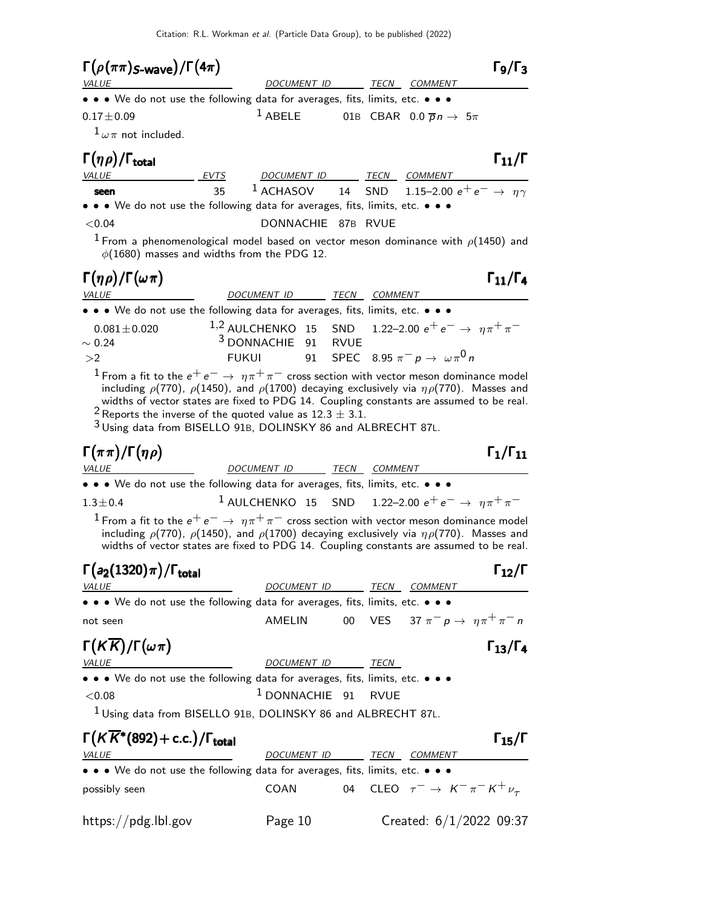### $\Gamma(\rho(\pi\pi)_{S\text{-wave}})/\Gamma(4\pi)$ — $\Gamma_9/\Gamma_3$

| VALUE | DOCUMENT ID | | TECN | COMMENT |
|---|---|---|---|---|
| • • • We do not use the following data for averages, fits, limits, etc. • • • | | | | |
| $0.17\pm0.09$ | [1] ABELE | 01B | CBAR | $0.0\ \overline{p}n \to 5\pi$ |

[1] $\omega\pi$ not included.

### $\Gamma(\eta\rho)/\Gamma_{\text{total}}$ — $\Gamma_{11}/\Gamma$

| VALUE | EVTS | DOCUMENT ID | | TECN | COMMENT |
|---|---|---|---|---|---|
| **seen** | 35 | [1] ACHASOV | 14 | SND | 1.15–2.00 $e^+e^- \to \eta\gamma$ |
| • • • We do not use the following data for averages, fits, limits, etc. • • • | | | | | |
| $<0.04$ | | DONNACHIE | 87B | RVUE | |

[1] From a phenomenological model based on vector meson dominance with $\rho(1450)$ and $\phi(1680)$ masses and widths from the PDG 12.

### $\Gamma(\eta\rho)/\Gamma(\omega\pi)$ — $\Gamma_{11}/\Gamma_4$

| VALUE | DOCUMENT ID | | TECN | COMMENT |
|---|---|---|---|---|
| • • • We do not use the following data for averages, fits, limits, etc. • • • | | | | |
| $0.081\pm0.020$ | [1,2] AULCHENKO | 15 | SND | 1.22–2.00 $e^+e^- \to \eta\pi^+\pi^-$ |
| $\sim 0.24$ | [3] DONNACHIE | 91 | RVUE | |
| $>2$ | FUKUI | 91 | SPEC | 8.95 $\pi^- p \to \omega\pi^0 n$ |

[1] From a fit to the $e^+e^- \to \eta\pi^+\pi^-$ cross section with vector meson dominance model including $\rho(770)$, $\rho(1450)$, and $\rho(1700)$ decaying exclusively via $\eta\rho(770)$. Masses and widths of vector states are fixed to PDG 14. Coupling constants are assumed to be real.

[2] Reports the inverse of the quoted value as $12.3\pm3.1$.

[3] Using data from BISELLO 91B, DOLINSKY 86 and ALBRECHT 87L.

### $\Gamma(\pi\pi)/\Gamma(\eta\rho)$ — $\Gamma_1/\Gamma_{11}$

| VALUE | DOCUMENT ID | | TECN | COMMENT |
|---|---|---|---|---|
| • • • We do not use the following data for averages, fits, limits, etc. • • • | | | | |
| $1.3\pm0.4$ | [1] AULCHENKO | 15 | SND | 1.22–2.00 $e^+e^- \to \eta\pi^+\pi^-$ |

[1] From a fit to the $e^+e^- \to \eta\pi^+\pi^-$ cross section with vector meson dominance model including $\rho(770)$, $\rho(1450)$, and $\rho(1700)$ decaying exclusively via $\eta\rho(770)$. Masses and widths of vector states are fixed to PDG 14. Coupling constants are assumed to be real.

### $\Gamma(a_2(1320)\pi)/\Gamma_{\text{total}}$ — $\Gamma_{12}/\Gamma$

| VALUE | DOCUMENT ID | | TECN | COMMENT |
|---|---|---|---|---|
| • • • We do not use the following data for averages, fits, limits, etc. • • • | | | | |
| not seen | AMELIN | 00 | VES | 37 $\pi^- p \to \eta\pi^+\pi^- n$ |

### $\Gamma(K\overline{K})/\Gamma(\omega\pi)$ — $\Gamma_{13}/\Gamma_4$

| VALUE | DOCUMENT ID | | TECN |
|---|---|---|---|
| • • • We do not use the following data for averages, fits, limits, etc. • • • | | | |
| $<0.08$ | [1] DONNACHIE | 91 | RVUE |

[1] Using data from BISELLO 91B, DOLINSKY 86 and ALBRECHT 87L.

### $\Gamma(K\overline{K}^*(892)+\text{c.c.})/\Gamma_{\text{total}}$ — $\Gamma_{15}/\Gamma$

| VALUE | DOCUMENT ID | | TECN | COMMENT |
|---|---|---|---|---|
| • • • We do not use the following data for averages, fits, limits, etc. • • • | | | | |
| possibly seen | COAN | 04 | CLEO | $\tau^- \to K^-\pi^-K^+\nu_\tau$ |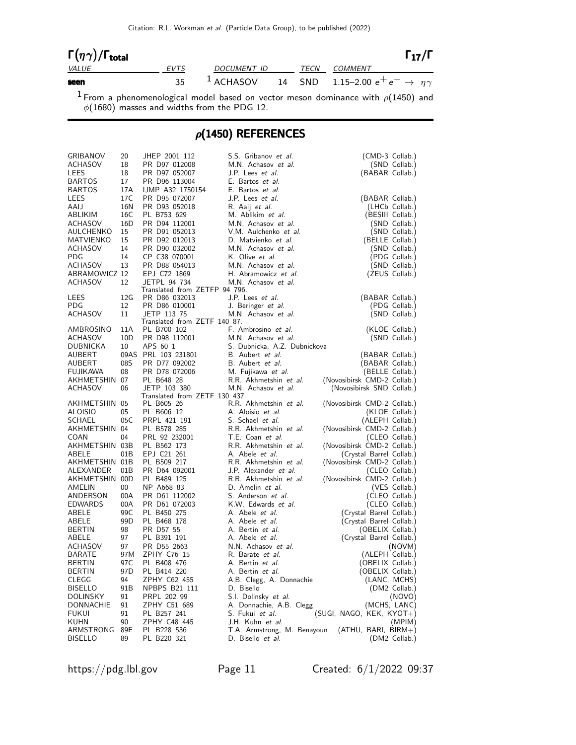## $\Gamma(\eta\gamma)/\Gamma_{\text{total}}$ $\Gamma_{17}/\Gamma$

| VALUE | EVTS | DOCUMENT ID | | TECN | COMMENT |
|---|---|---|---|---|---|
| **seen** | 35 | [1] ACHASOV | 14 | SND | 1.15–2.00 $e^+e^- \rightarrow \eta\gamma$ |

[1] From a phenomenological model based on vector meson dominance with $\rho(1450)$ and $\phi(1680)$ masses and widths from the PDG 12.

## $\rho(1450)$ REFERENCES

| | | | | |
|---|---|---|---|---|
| GRIBANOV | 20 | JHEP 2001 112 | S.S. Gribanov *et al.* | (CMD-3 Collab.) |
| ACHASOV | 18 | PR D97 012008 | M.N. Achasov *et al.* | (SND Collab.) |
| LEES | 18 | PR D97 052007 | J.P. Lees *et al.* | (BABAR Collab.) |
| BARTOS | 17 | PR D96 113004 | E. Bartos *et al.* | |
| BARTOS | 17A | IJMP A32 1750154 | E. Bartos *et al.* | |
| LEES | 17C | PR D95 072007 | J.P. Lees *et al.* | (BABAR Collab.) |
| AAIJ | 16N | PR D93 052018 | R. Aaij *et al.* | (LHCb Collab.) |
| ABLIKIM | 16C | PL B753 629 | M. Ablikim *et al.* | (BESIII Collab.) |
| ACHASOV | 16D | PR D94 112001 | M.N. Achasov *et al.* | (SND Collab.) |
| AULCHENKO | 15 | PR D91 052013 | V.M. Aulchenko *et al.* | (SND Collab.) |
| MATVIENKO | 15 | PR D92 012013 | D. Matvienko *et al.* | (BELLE Collab.) |
| ACHASOV | 14 | PR D90 032002 | M.N. Achasov *et al.* | (SND Collab.) |
| PDG | 14 | CP C38 070001 | K. Olive *et al.* | (PDG Collab.) |
| ACHASOV | 13 | PR D88 054013 | M.N. Achasov *et al.* | (SND Collab.) |
| ABRAMOWICZ | 12 | EPJ C72 1869 | H. Abramowicz *et al.* | (ZEUS Collab.) |
| ACHASOV | 12 | JETPL 94 734 | M.N. Achasov *et al.* | |
| | | Translated from ZETFP 94 796. | | |
| LEES | 12G | PR D86 032013 | J.P. Lees *et al.* | (BABAR Collab.) |
| PDG | 12 | PR D86 010001 | J. Beringer *et al.* | (PDG Collab.) |
| ACHASOV | 11 | JETP 113 75 | M.N. Achasov *et al.* | (SND Collab.) |
| | | Translated from ZETF 140 87. | | |
| AMBROSINO | 11A | PL B700 102 | F. Ambrosino *et al.* | (KLOE Collab.) |
| ACHASOV | 10D | PR D98 112001 | M.N. Achasov *et al.* | (SND Collab.) |
| DUBNICKA | 10 | APS 60 1 | S. Dubnicka, A.Z. Dubnickova | |
| AUBERT | 09AS | PRL 103 231801 | B. Aubert *et al.* | (BABAR Collab.) |
| AUBERT | 08S | PR D77 092002 | B. Aubert *et al.* | (BABAR Collab.) |
| FUJIKAWA | 08 | PR D78 072006 | M. Fujikawa *et al.* | (BELLE Collab.) |
| AKHMETSHIN | 07 | PL B648 28 | R.R. Akhmetshin *et al.* | (Novosibirsk CMD-2 Collab.) |
| ACHASOV | 06 | JETP 103 380 | M.N. Achasov *et al.* | (Novosibirsk SND Collab.) |
| | | Translated from ZETF 130 437. | | |
| AKHMETSHIN | 05 | PL B605 26 | R.R. Akhmetshin *et al.* | (Novosibirsk CMD-2 Collab.) |
| ALOISIO | 05 | PL B606 12 | A. Aloisio *et al.* | (KLOE Collab.) |
| SCHAEL | 05C | PRPL 421 191 | S. Schael *et al.* | (ALEPH Collab.) |
| AKHMETSHIN | 04 | PL B578 285 | R.R. Akhmetshin *et al.* | (Novosibirsk CMD-2 Collab.) |
| COAN | 04 | PRL 92 232001 | T.E. Coan *et al.* | (CLEO Collab.) |
| AKHMETSHIN | 03B | PL B562 173 | R.R. Akhmetshin *et al.* | (Novosibirsk CMD-2 Collab.) |
| ABELE | 01B | EPJ C21 261 | A. Abele *et al.* | (Crystal Barrel Collab.) |
| AKHMETSHIN | 01B | PL B509 217 | R.R. Akhmetshin *et al.* | (Novosibirsk CMD-2 Collab.) |
| ALEXANDER | 01B | PR D64 092001 | J.P. Alexander *et al.* | (CLEO Collab.) |
| AKHMETSHIN | 00D | PL B489 125 | R.R. Akhmetshin *et al.* | (Novosibirsk CMD-2 Collab.) |
| AMELIN | 00 | NP A668 83 | D. Amelin *et al.* | (VES Collab.) |
| ANDERSON | 00A | PR D61 112002 | S. Anderson *et al.* | (CLEO Collab.) |
| EDWARDS | 00A | PR D61 072003 | K.W. Edwards *et al.* | (CLEO Collab.) |
| ABELE | 99C | PL B450 275 | A. Abele *et al.* | (Crystal Barrel Collab.) |
| ABELE | 99D | PL B468 178 | A. Abele *et al.* | (Crystal Barrel Collab.) |
| BERTIN | 98 | PR D57 55 | A. Bertin *et al.* | (OBELIX Collab.) |
| ABELE | 97 | PL B391 191 | A. Abele *et al.* | (Crystal Barrel Collab.) |
| ACHASOV | 97 | PR D55 2663 | N.N. Achasov *et al.* | (NOVM) |
| BARATE | 97M | ZPHY C76 15 | R. Barate *et al.* | (ALEPH Collab.) |
| BERTIN | 97C | PL B408 476 | A. Bertin *et al.* | (OBELIX Collab.) |
| BERTIN | 97D | PL B414 220 | A. Bertin *et al.* | (OBELIX Collab.) |
| CLEGG | 94 | ZPHY C62 455 | A.B. Clegg, A. Donnachie | (LANC, MCHS) |
| BISELLO | 91B | NPBPS B21 111 | D. Bisello | (DM2 Collab.) |
| DOLINSKY | 91 | PRPL 202 99 | S.I. Dolinsky *et al.* | (NOVO) |
| DONNACHIE | 91 | ZPHY C51 689 | A. Donnachie, A.B. Clegg | (MCHS, LANC) |
| FUKUI | 91 | PL B257 241 | S. Fukui *et al.* | (SUGI, NAGO, KEK, KYOT+) |
| KUHN | 90 | ZPHY C48 445 | J.H. Kuhn *et al.* | (MPIM) |
| ARMSTRONG | 89E | PL B228 536 | T.A. Armstrong, M. Benayoun | (ATHU, BARI, BIRM+) |
| BISELLO | 89 | PL B220 321 | D. Bisello *et al.* | (DM2 Collab.) |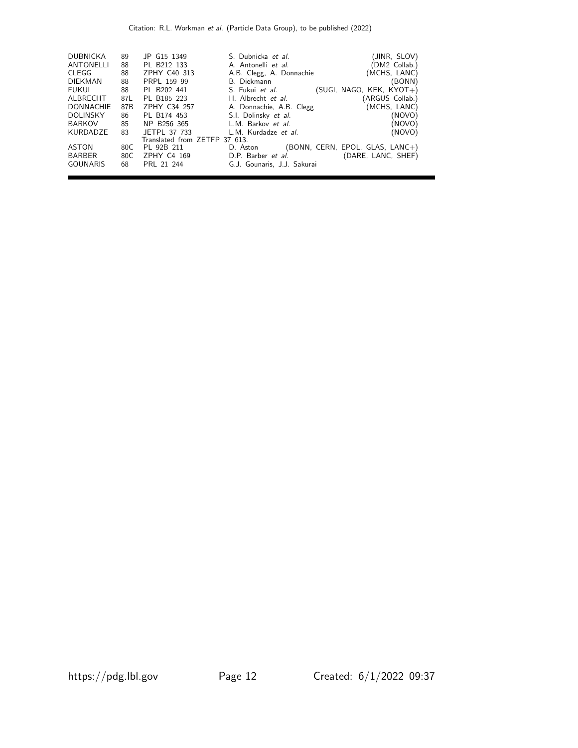| | | | | |
|---|---|---|---|---|
| DUBNICKA | 89 | JP G15 1349 | S. Dubnicka *et al.* | (JINR, SLOV) |
| ANTONELLI | 88 | PL B212 133 | A. Antonelli *et al.* | (DM2 Collab.) |
| CLEGG | 88 | ZPHY C40 313 | A.B. Clegg, A. Donnachie | (MCHS, LANC) |
| DIEKMAN | 88 | PRPL 159 99 | B. Diekmann | (BONN) |
| FUKUI | 88 | PL B202 441 | S. Fukui *et al.* | (SUGI, NAGO, KEK, KYOT+) |
| ALBRECHT | 87L | PL B185 223 | H. Albrecht *et al.* | (ARGUS Collab.) |
| DONNACHIE | 87B | ZPHY C34 257 | A. Donnachie, A.B. Clegg | (MCHS, LANC) |
| DOLINSKY | 86 | PL B174 453 | S.I. Dolinsky *et al.* | (NOVO) |
| BARKOV | 85 | NP B256 365 | L.M. Barkov *et al.* | (NOVO) |
| KURDADZE | 83 | JETPL 37 733 | L.M. Kurdadze *et al.* | (NOVO) |
| | | Translated from ZETFP 37 613. | | |
| ASTON | 80C | PL 92B 211 | D. Aston | (BONN, CERN, EPOL, GLAS, LANC+) |
| BARBER | 80C | ZPHY C4 169 | D.P. Barber *et al.* | (DARE, LANC, SHEF) |
| GOUNARIS | 68 | PRL 21 244 | G.J. Gounaris, J.J. Sakurai | |